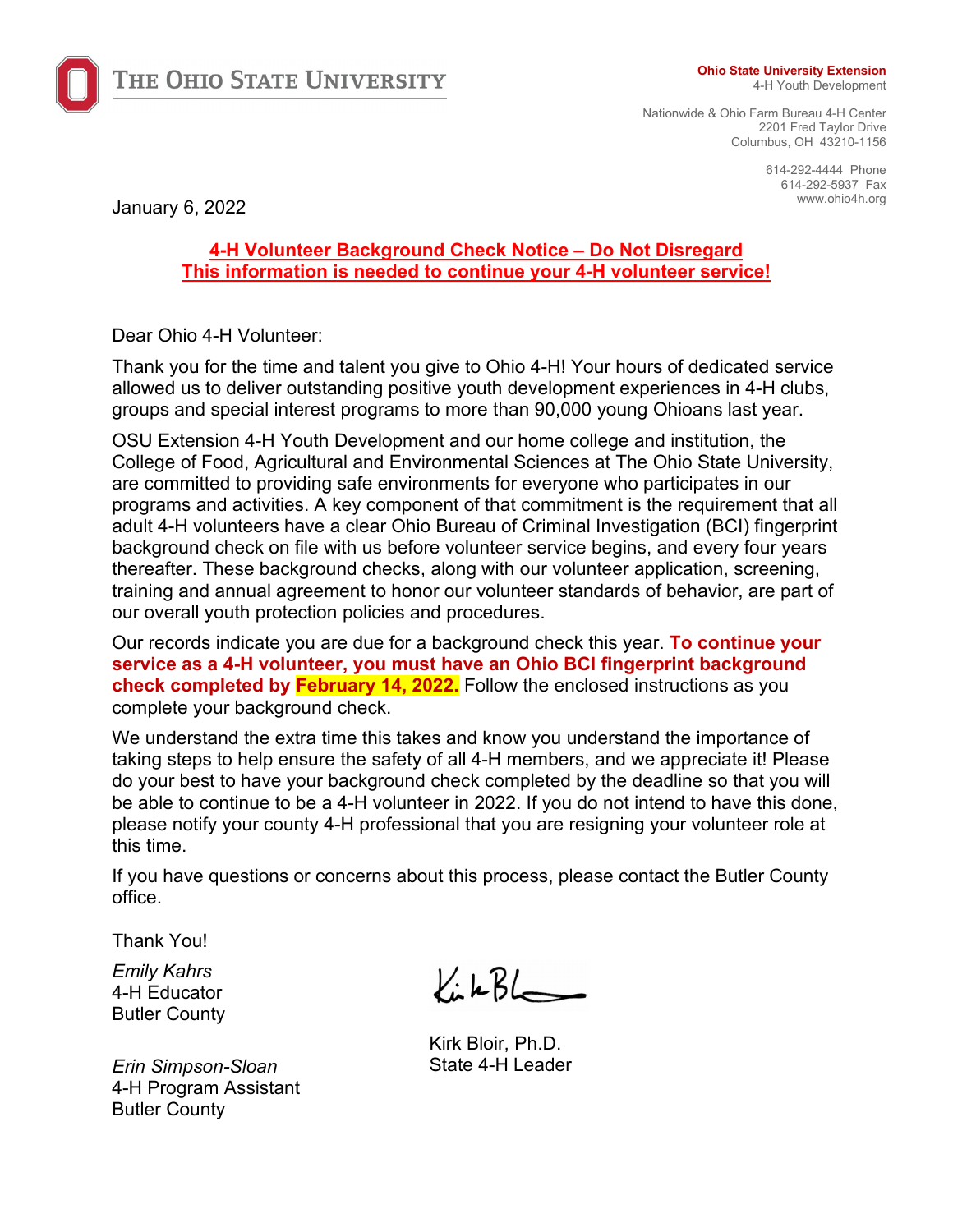THE OHIO STATE UNIVERSITY

**Ohio State University Extension**
4-H Youth Development

Nationwide & Ohio Farm Bureau 4-H Center
2201 Fred Taylor Drive
Columbus, OH 43210-1156

614-292-4444 Phone
614-292-5937 Fax
www.ohio4h.org

January 6, 2022

**4-H Volunteer Background Check Notice – Do Not Disregard**
**This information is needed to continue your 4-H volunteer service!**

Dear Ohio 4-H Volunteer:

Thank you for the time and talent you give to Ohio 4-H! Your hours of dedicated service allowed us to deliver outstanding positive youth development experiences in 4-H clubs, groups and special interest programs to more than 90,000 young Ohioans last year.

OSU Extension 4-H Youth Development and our home college and institution, the College of Food, Agricultural and Environmental Sciences at The Ohio State University, are committed to providing safe environments for everyone who participates in our programs and activities. A key component of that commitment is the requirement that all adult 4-H volunteers have a clear Ohio Bureau of Criminal Investigation (BCI) fingerprint background check on file with us before volunteer service begins, and every four years thereafter. These background checks, along with our volunteer application, screening, training and annual agreement to honor our volunteer standards of behavior, are part of our overall youth protection policies and procedures.

Our records indicate you are due for a background check this year. **To continue your service as a 4-H volunteer, you must have an Ohio BCI fingerprint background check completed by February 14, 2022.** Follow the enclosed instructions as you complete your background check.

We understand the extra time this takes and know you understand the importance of taking steps to help ensure the safety of all 4-H members, and we appreciate it! Please do your best to have your background check completed by the deadline so that you will be able to continue to be a 4-H volunteer in 2022. If you do not intend to have this done, please notify your county 4-H professional that you are resigning your volunteer role at this time.

If you have questions or concerns about this process, please contact the Butler County office.

Thank You!

*Emily Kahrs*
4-H Educator
Butler County

*Erin Simpson-Sloan*
4-H Program Assistant
Butler County

Kirk Bloir, Ph.D.
State 4-H Leader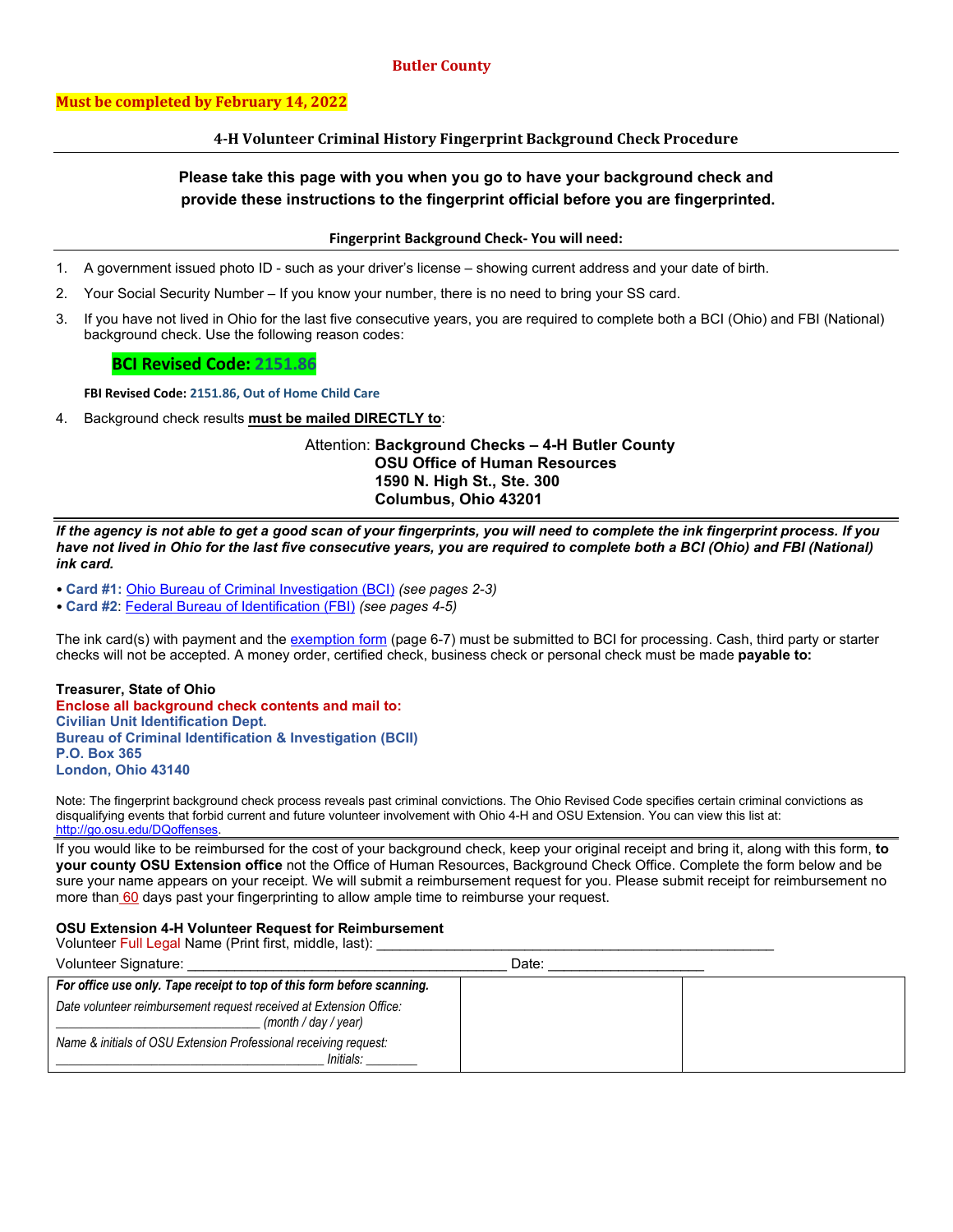**Butler County**

**Must be completed by February 14, 2022**

### 4-H Volunteer Criminal History Fingerprint Background Check Procedure

**Please take this page with you when you go to have your background check and provide these instructions to the fingerprint official before you are fingerprinted.**

**Fingerprint Background Check- You will need:**

1. A government issued photo ID - such as your driver's license – showing current address and your date of birth.
2. Your Social Security Number – If you know your number, there is no need to bring your SS card.
3. If you have not lived in Ohio for the last five consecutive years, you are required to complete both a BCI (Ohio) and FBI (National) background check. Use the following reason codes:

   **BCI Revised Code: 2151.86**

   **FBI Revised Code: 2151.86, Out of Home Child Care**

4. Background check results **must be mailed DIRECTLY to**:

   Attention: **Background Checks – 4-H Butler County**
   **OSU Office of Human Resources**
   **1590 N. High St., Ste. 300**
   **Columbus, Ohio 43201**

***If the agency is not able to get a good scan of your fingerprints, you will need to complete the ink fingerprint process. If you have not lived in Ohio for the last five consecutive years, you are required to complete both a BCI (Ohio) and FBI (National) ink card.***

- **Card #1:** Ohio Bureau of Criminal Investigation (BCI) *(see pages 2-3)*
- **Card #2**: Federal Bureau of Identification (FBI) *(see pages 4-5)*

The ink card(s) with payment and the exemption form (page 6-7) must be submitted to BCI for processing. Cash, third party or starter checks will not be accepted. A money order, certified check, business check or personal check must be made **payable to:**

**Treasurer, State of Ohio**
**Enclose all background check contents and mail to:**
**Civilian Unit Identification Dept.**
**Bureau of Criminal Identification & Investigation (BCII)**
**P.O. Box 365**
**London, Ohio 43140**

Note: The fingerprint background check process reveals past criminal convictions. The Ohio Revised Code specifies certain criminal convictions as disqualifying events that forbid current and future volunteer involvement with Ohio 4-H and OSU Extension. You can view this list at: http://go.osu.edu/DQoffenses.

If you would like to be reimbursed for the cost of your background check, keep your original receipt and bring it, along with this form, **to your county OSU Extension office** not the Office of Human Resources, Background Check Office. Complete the form below and be sure your name appears on your receipt. We will submit a reimbursement request for you. Please submit receipt for reimbursement no more than 60 days past your fingerprinting to allow ample time to reimburse your request.

**OSU Extension 4-H Volunteer Request for Reimbursement**

Volunteer Full Legal Name (Print first, middle, last): ___________________________________________________

Volunteer Signature: ________________________________________ Date: ___________________

| | | |
|---|---|---|
| ***For office use only. Tape receipt to top of this form before scanning.***<br>*Date volunteer reimbursement request received at Extension Office: ____________________________ (month / day / year)*<br>*Name & initials of OSU Extension Professional receiving request: ____________________________________ Initials: _______* | | |